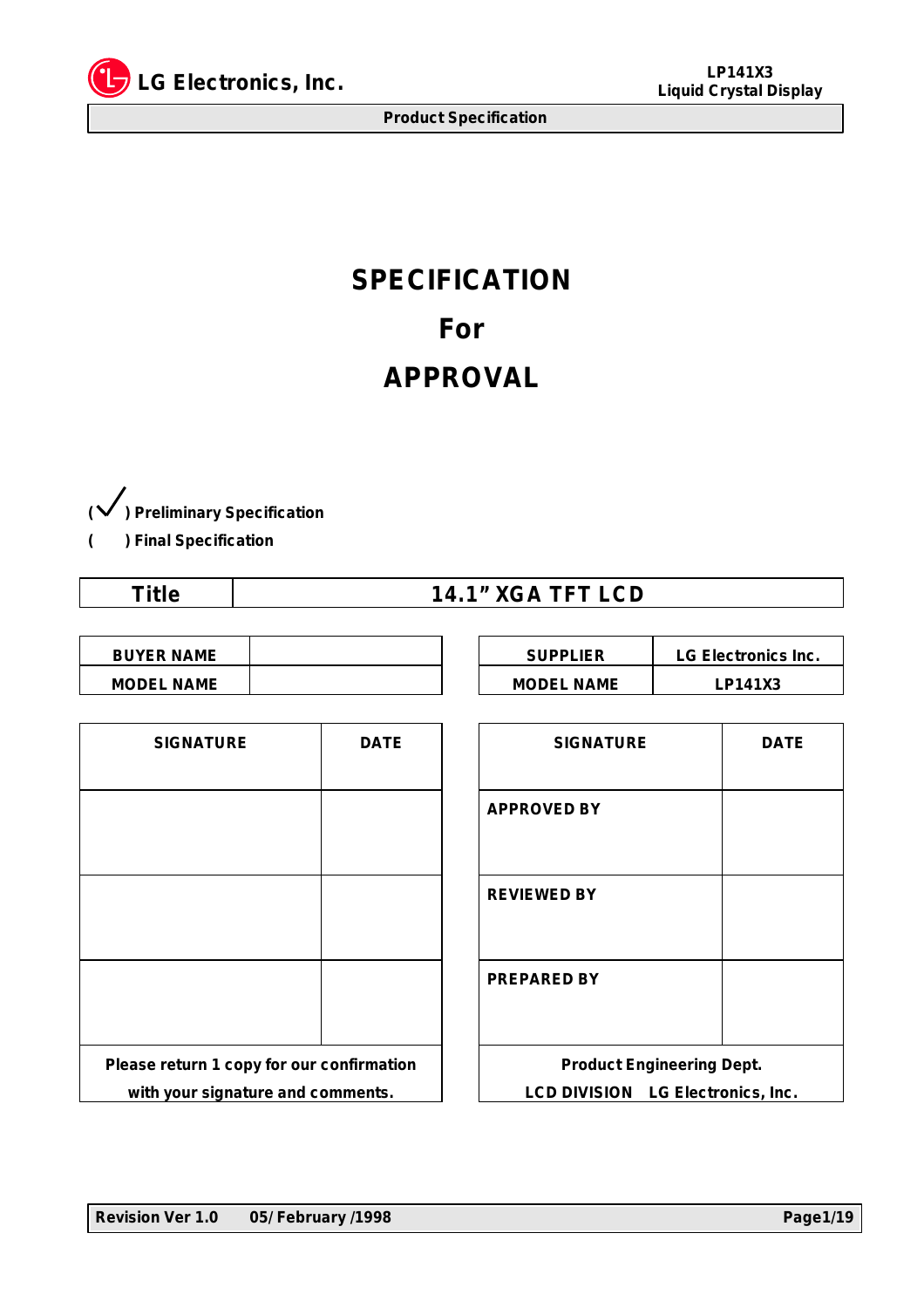# SPECIFICATION

# For

# APPROVAL

( ✓ ) Preliminary Specification

(   ) Final Specification

| Title | 14.1" XGA TFT LCD |
|---|---|

| BUYER NAME | |
|---|---|
| MODEL NAME | |

| SUPPLIER | LG Electronics Inc. |
|---|---|
| MODEL NAME | LP141X3 |

| SIGNATURE | DATE |
|---|---|
| | |
| | |
| | |
| Please return 1 copy for our confirmation with your signature and comments. | |

| SIGNATURE | DATE |
|---|---|
| APPROVED BY | |
| REVIEWED BY | |
| PREPARED BY | |
| Product Engineering Dept. LCD DIVISION LG Electronics, Inc. | |

Revision Ver 1.0 05/ February /1998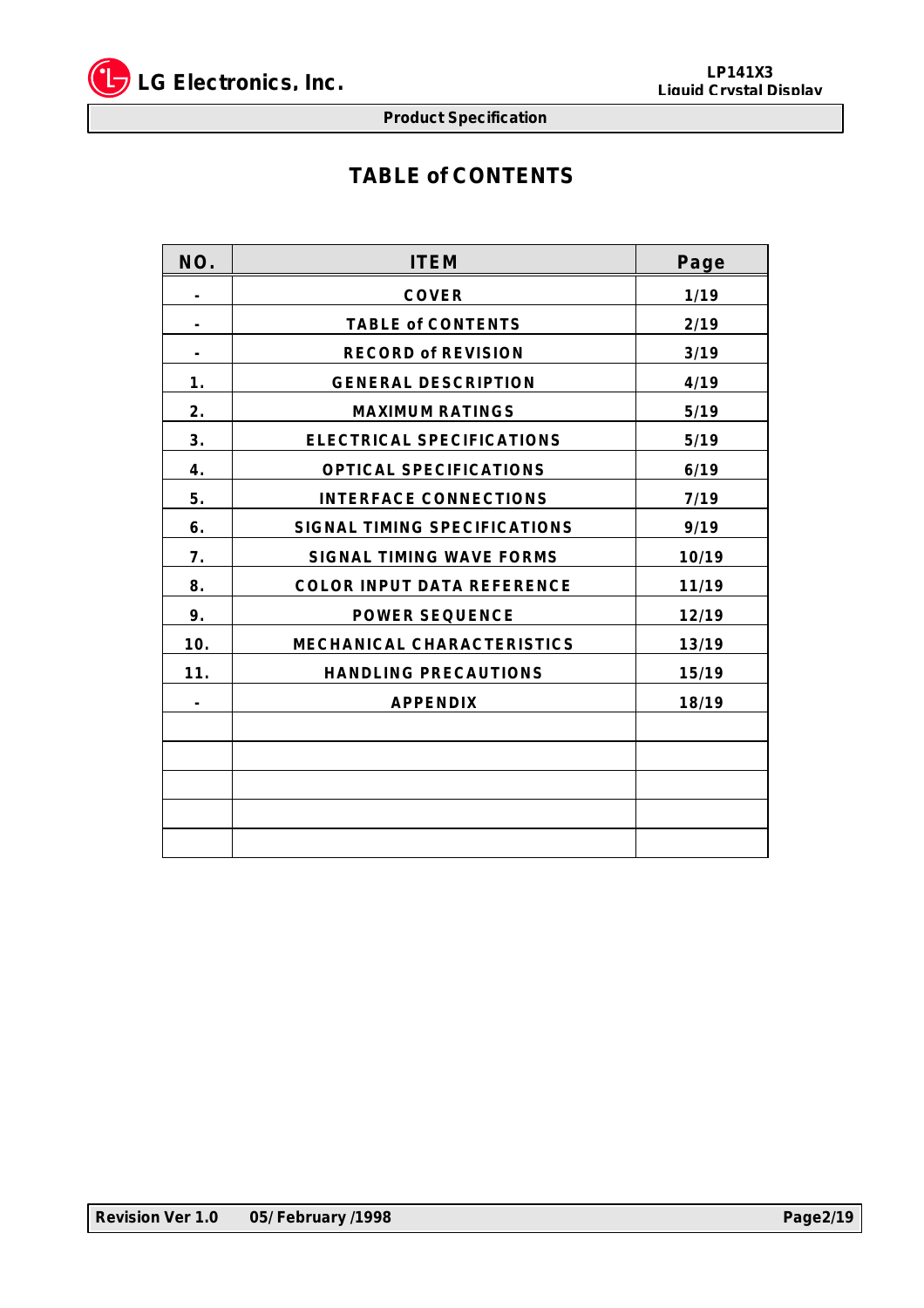# TABLE of CONTENTS

| NO. | ITEM | Page |
|---|---|---|
| - | COVER | 1/19 |
| - | TABLE of CONTENTS | 2/19 |
| - | RECORD of REVISION | 3/19 |
| 1. | GENERAL DESCRIPTION | 4/19 |
| 2. | MAXIMUM RATINGS | 5/19 |
| 3. | ELECTRICAL SPECIFICATIONS | 5/19 |
| 4. | OPTICAL SPECIFICATIONS | 6/19 |
| 5. | INTERFACE CONNECTIONS | 7/19 |
| 6. | SIGNAL TIMING SPECIFICATIONS | 9/19 |
| 7. | SIGNAL TIMING WAVE FORMS | 10/19 |
| 8. | COLOR INPUT DATA REFERENCE | 11/19 |
| 9. | POWER SEQUENCE | 12/19 |
| 10. | MECHANICAL CHARACTERISTICS | 13/19 |
| 11. | HANDLING PRECAUTIONS | 15/19 |
| - | APPENDIX | 18/19 |
| | | |
| | | |
| | | |
| | | |
| | | |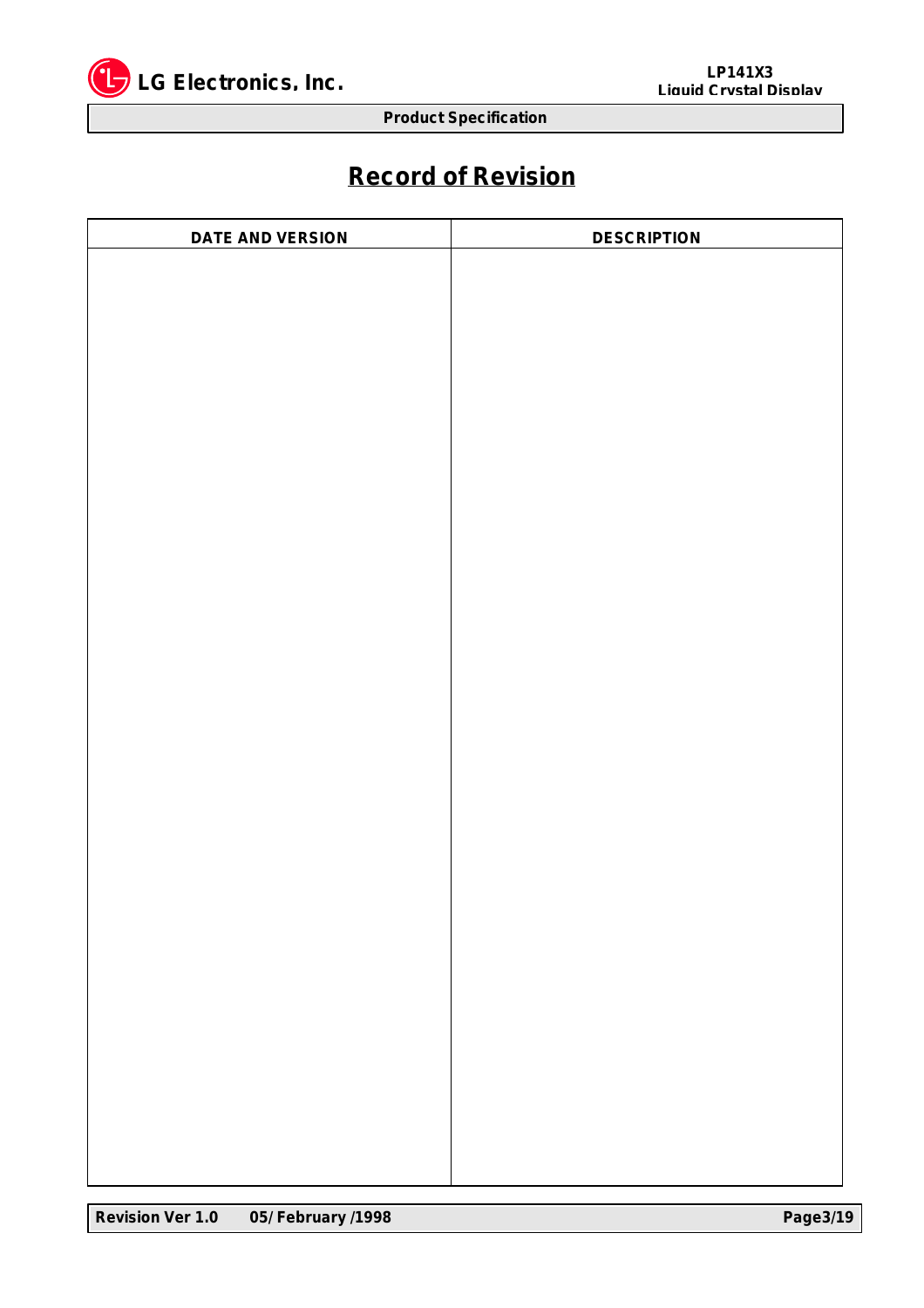# Record of Revision

| DATE AND VERSION | DESCRIPTION |
| --- | --- |
| | |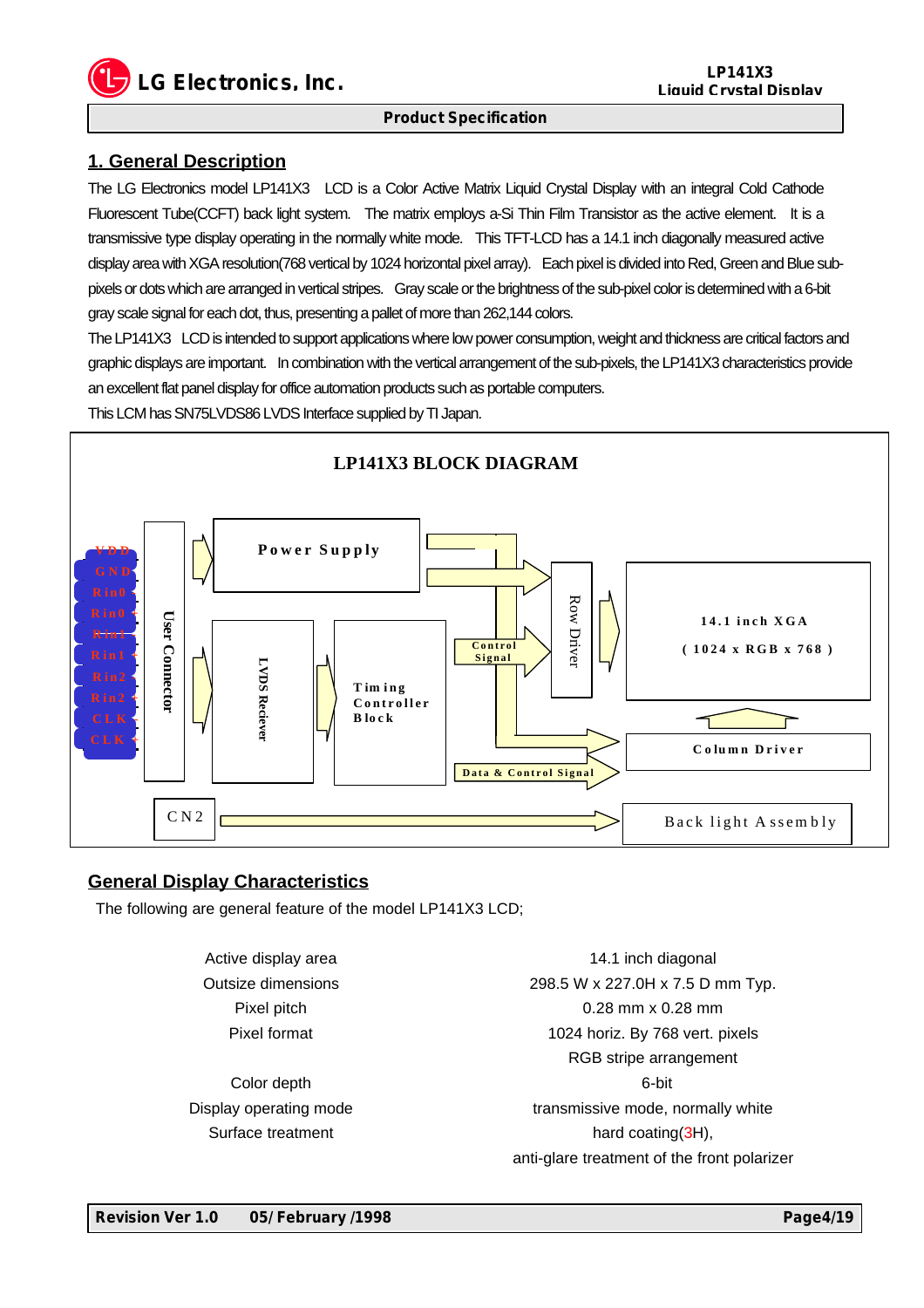## 1. General Description

The LG Electronics model LP141X3 LCD is a Color Active Matrix Liquid Crystal Display with an integral Cold Cathode Fluorescent Tube(CCFT) back light system. The matrix employs a-Si Thin Film Transistor as the active element. It is a transmissive type display operating in the normally white mode. This TFT-LCD has a 14.1 inch diagonally measured active display area with XGA resolution(768 vertical by 1024 horizontal pixel array). Each pixel is divided into Red, Green and Blue sub-pixels or dots which are arranged in vertical stripes. Gray scale or the brightness of the sub-pixel color is determined with a 6-bit gray scale signal for each dot, thus, presenting a pallet of more than 262,144 colors.

The LP141X3 LCD is intended to support applications where low power consumption, weight and thickness are critical factors and graphic displays are important. In combination with the vertical arrangement of the sub-pixels, the LP141X3 characteristics provide an excellent flat panel display for office automation products such as portable computers.

This LCM has SN75LVDS86 LVDS Interface supplied by TI Japan.

**LP141X3 BLOCK DIAGRAM**

VDD, GND, Rin0-, Rin0+, Rin1-, Rin1+, Rin2-, Rin2+, CLK-, CLK+ → User Connector → LVDS Reciever → Timing Controller Block

Power Supply → Row Driver, Column Driver

Timing Controller Block → Control Signal → Row Driver → 14.1 inch XGA (1024 x RGB x 768)

Timing Controller Block → Data & Control Signal → Column Driver → 14.1 inch XGA (1024 x RGB x 768)

CN2 → Back light Assembly

## General Display Characteristics

The following are general feature of the model LP141X3 LCD;

| | |
|---|---|
| Active display area | 14.1 inch diagonal |
| Outsize dimensions | 298.5 W x 227.0H x 7.5 D mm Typ. |
| Pixel pitch | 0.28 mm x 0.28 mm |
| Pixel format | 1024 horiz. By 768 vert. pixels<br>RGB stripe arrangement |
| Color depth | 6-bit |
| Display operating mode | transmissive mode, normally white |
| Surface treatment | hard coating(3H),<br>anti-glare treatment of the front polarizer |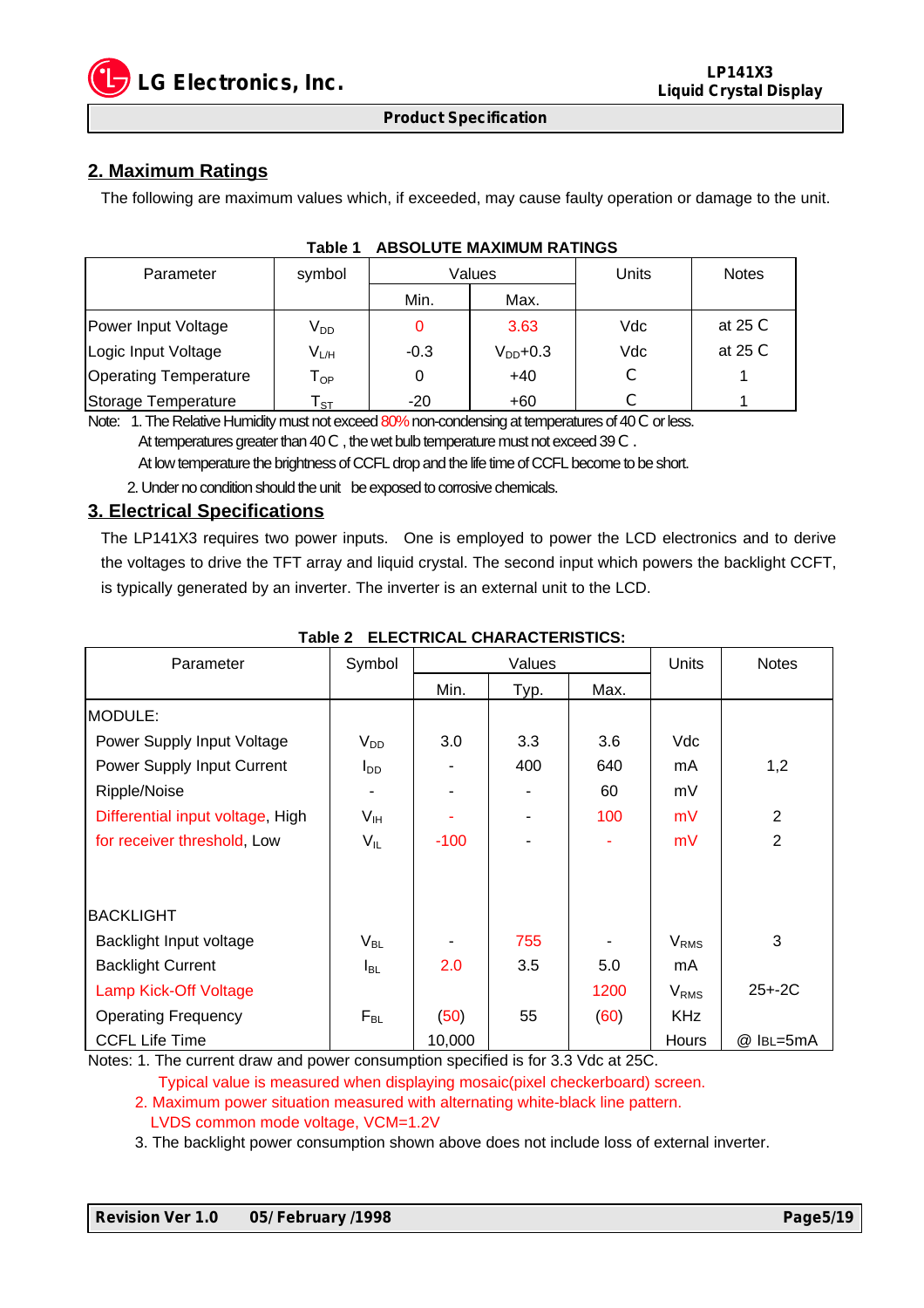## 2. Maximum Ratings

The following are maximum values which, if exceeded, may cause faulty operation or damage to the unit.

**Table 1 ABSOLUTE MAXIMUM RATINGS**

| Parameter | symbol | Values | | Units | Notes |
|---|---|---|---|---|---|
| | | Min. | Max. | | |
| Power Input Voltage | $V_{DD}$ | 0 | 3.63 | Vdc | at 25 C |
| Logic Input Voltage | $V_{L/H}$ | -0.3 | $V_{DD}$+0.3 | Vdc | at 25 C |
| Operating Temperature | $T_{OP}$ | 0 | +40 | C | 1 |
| Storage Temperature | $T_{ST}$ | -20 | +60 | C | 1 |

Note: 1. The Relative Humidity must not exceed 80% non-condensing at temperatures of 40 C or less.
At temperatures greater than 40 C , the wet bulb temperature must not exceed 39 C .
At low temperature the brightness of CCFL drop and the life time of CCFL become to be short.
2. Under no condition should the unit be exposed to corrosive chemicals.

## 3. Electrical Specifications

The LP141X3 requires two power inputs. One is employed to power the LCD electronics and to derive the voltages to drive the TFT array and liquid crystal. The second input which powers the backlight CCFT, is typically generated by an inverter. The inverter is an external unit to the LCD.

**Table 2 ELECTRICAL CHARACTERISTICS:**

| Parameter | Symbol | Values | | | Units | Notes |
|---|---|---|---|---|---|---|
| | | Min. | Typ. | Max. | | |
| MODULE: | | | | | | |
| Power Supply Input Voltage | $V_{DD}$ | 3.0 | 3.3 | 3.6 | Vdc | |
| Power Supply Input Current | $I_{DD}$ | - | 400 | 640 | mA | 1,2 |
| Ripple/Noise | - | - | - | 60 | mV | |
| Differential input voltage, High | $V_{IH}$ | - | - | 100 | mV | 2 |
| for receiver threshold, Low | $V_{IL}$ | -100 | - | - | mV | 2 |
| BACKLIGHT | | | | | | |
| Backlight Input voltage | $V_{BL}$ | - | 755 | - | $V_{RMS}$ | 3 |
| Backlight Current | $I_{BL}$ | 2.0 | 3.5 | 5.0 | mA | |
| Lamp Kick-Off Voltage | | | | 1200 | $V_{RMS}$ | 25+-2C |
| Operating Frequency | $F_{BL}$ | (50) | 55 | (60) | KHz | |
| CCFL Life Time | | 10,000 | | | Hours | @ IBL=5mA |

Notes: 1. The current draw and power consumption specified is for 3.3 Vdc at 25C.
Typical value is measured when displaying mosaic(pixel checkerboard) screen.
2. Maximum power situation measured with alternating white-black line pattern.
LVDS common mode voltage, VCM=1.2V
3. The backlight power consumption shown above does not include loss of external inverter.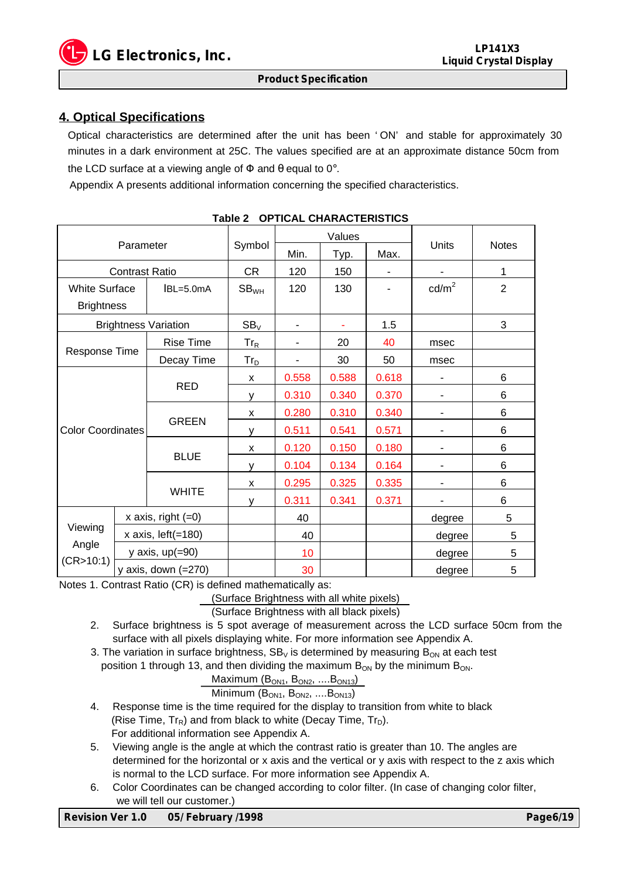## 4. Optical Specifications

Optical characteristics are determined after the unit has been 'ON' and stable for approximately 30 minutes in a dark environment at 25C. The values specified are at an approximate distance 50cm from the LCD surface at a viewing angle of Φ and θ equal to 0°.

Appendix A presents additional information concerning the specified characteristics.

**Table 2 OPTICAL CHARACTERISTICS**

| Parameter | | | Symbol | Values | | | Units | Notes |
|---|---|---|---|---|---|---|---|---|
| | | | | Min. | Typ. | Max. | | |
| Contrast Ratio | | | CR | 120 | 150 | - | - | 1 |
| White Surface Brightness | IBL=5.0mA | | $SB_{WH}$ | 120 | 130 | - | $cd/m^2$ | 2 |
| Brightness Variation | | | $SB_V$ | - | - | 1.5 | | 3 |
| Response Time | Rise Time | | $Tr_R$ | - | 20 | 40 | msec | |
| | Decay Time | | $Tr_D$ | - | 30 | 50 | msec | |
| Color Coordinates | RED | | x | 0.558 | 0.588 | 0.618 | - | 6 |
| | | | y | 0.310 | 0.340 | 0.370 | - | 6 |
| | GREEN | | x | 0.280 | 0.310 | 0.340 | - | 6 |
| | | | y | 0.511 | 0.541 | 0.571 | - | 6 |
| | BLUE | | x | 0.120 | 0.150 | 0.180 | - | 6 |
| | | | y | 0.104 | 0.134 | 0.164 | - | 6 |
| | WHITE | | x | 0.295 | 0.325 | 0.335 | - | 6 |
| | | | y | 0.311 | 0.341 | 0.371 | - | 6 |
| Viewing Angle (CR>10:1) | x axis, right (=0) | | | 40 | | | degree | 5 |
| | x axis, left(=180) | | | 40 | | | degree | 5 |
| | y axis, up(=90) | | | 10 | | | degree | 5 |
| | y axis, down (=270) | | | 30 | | | degree | 5 |

Notes 1. Contrast Ratio (CR) is defined mathematically as:

$$\frac{\text{(Surface Brightness with all white pixels)}}{\text{(Surface Brightness with all black pixels)}}$$

2. Surface brightness is 5 spot average of measurement across the LCD surface 50cm from the surface with all pixels displaying white. For more information see Appendix A.
3. The variation in surface brightness, $SB_V$ is determined by measuring $B_{ON}$ at each test position 1 through 13, and then dividing the maximum $B_{ON}$ by the minimum $B_{ON}$.

$$\frac{\text{Maximum }(B_{ON1}, B_{ON2}, \ldots B_{ON13})}{\text{Minimum }(B_{ON1}, B_{ON2}, \ldots B_{ON13})}$$

4. Response time is the time required for the display to transition from white to black (Rise Time, $Tr_R$) and from black to white (Decay Time, $Tr_D$). For additional information see Appendix A.
5. Viewing angle is the angle at which the contrast ratio is greater than 10. The angles are determined for the horizontal or x axis and the vertical or y axis with respect to the z axis which is normal to the LCD surface. For more information see Appendix A.
6. Color Coordinates can be changed according to color filter. (In case of changing color filter, we will tell our customer.)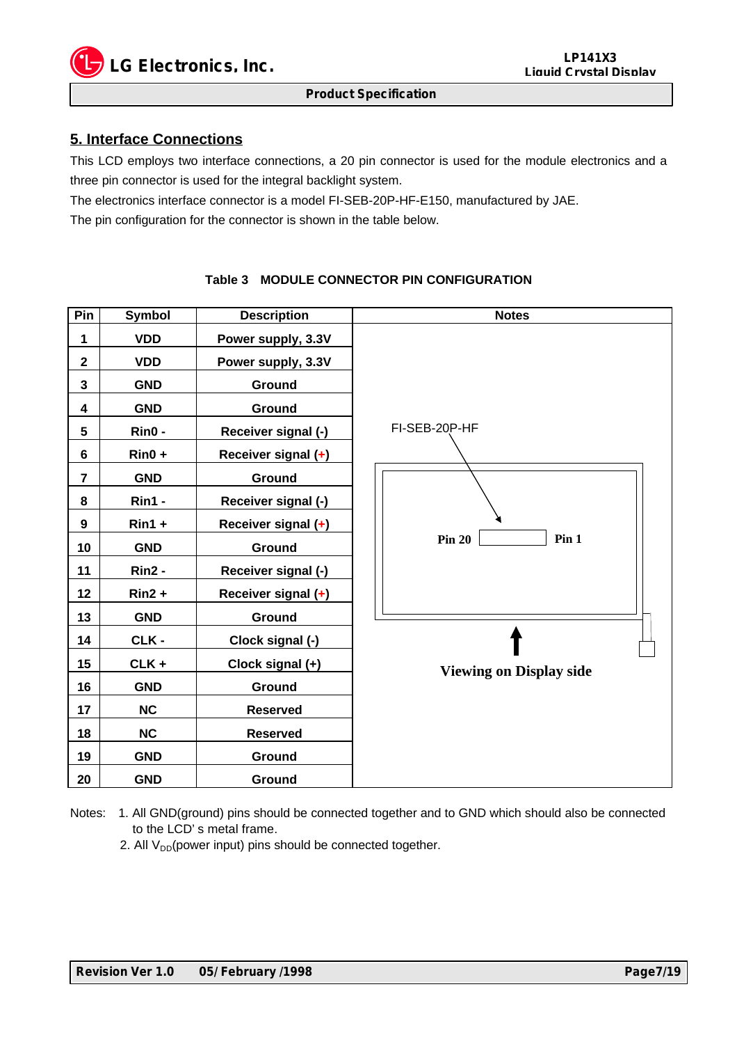## 5. Interface Connections

This LCD employs two interface connections, a 20 pin connector is used for the module electronics and a three pin connector is used for the integral backlight system.

The electronics interface connector is a model FI-SEB-20P-HF-E150, manufactured by JAE.

The pin configuration for the connector is shown in the table below.

**Table 3 MODULE CONNECTOR PIN CONFIGURATION**

| Pin | Symbol | Description | Notes |
|---|---|---|---|
| 1 | VDD | Power supply, 3.3V | |
| 2 | VDD | Power supply, 3.3V | |
| 3 | GND | Ground | |
| 4 | GND | Ground | |
| 5 | Rin0 - | Receiver signal (-) | FI-SEB-20P-HF |
| 6 | Rin0 + | Receiver signal (+) | |
| 7 | GND | Ground | |
| 8 | Rin1 - | Receiver signal (-) | |
| 9 | Rin1 + | Receiver signal (+) | |
| 10 | GND | Ground | Pin 20 … Pin 1 |
| 11 | Rin2 - | Receiver signal (-) | |
| 12 | Rin2 + | Receiver signal (+) | |
| 13 | GND | Ground | |
| 14 | CLK - | Clock signal (-) | |
| 15 | CLK + | Clock signal (+) | Viewing on Display side |
| 16 | GND | Ground | |
| 17 | NC | Reserved | |
| 18 | NC | Reserved | |
| 19 | GND | Ground | |
| 20 | GND | Ground | |

Notes:
1. All GND(ground) pins should be connected together and to GND which should also be connected to the LCD' s metal frame.
2. All $V_{DD}$(power input) pins should be connected together.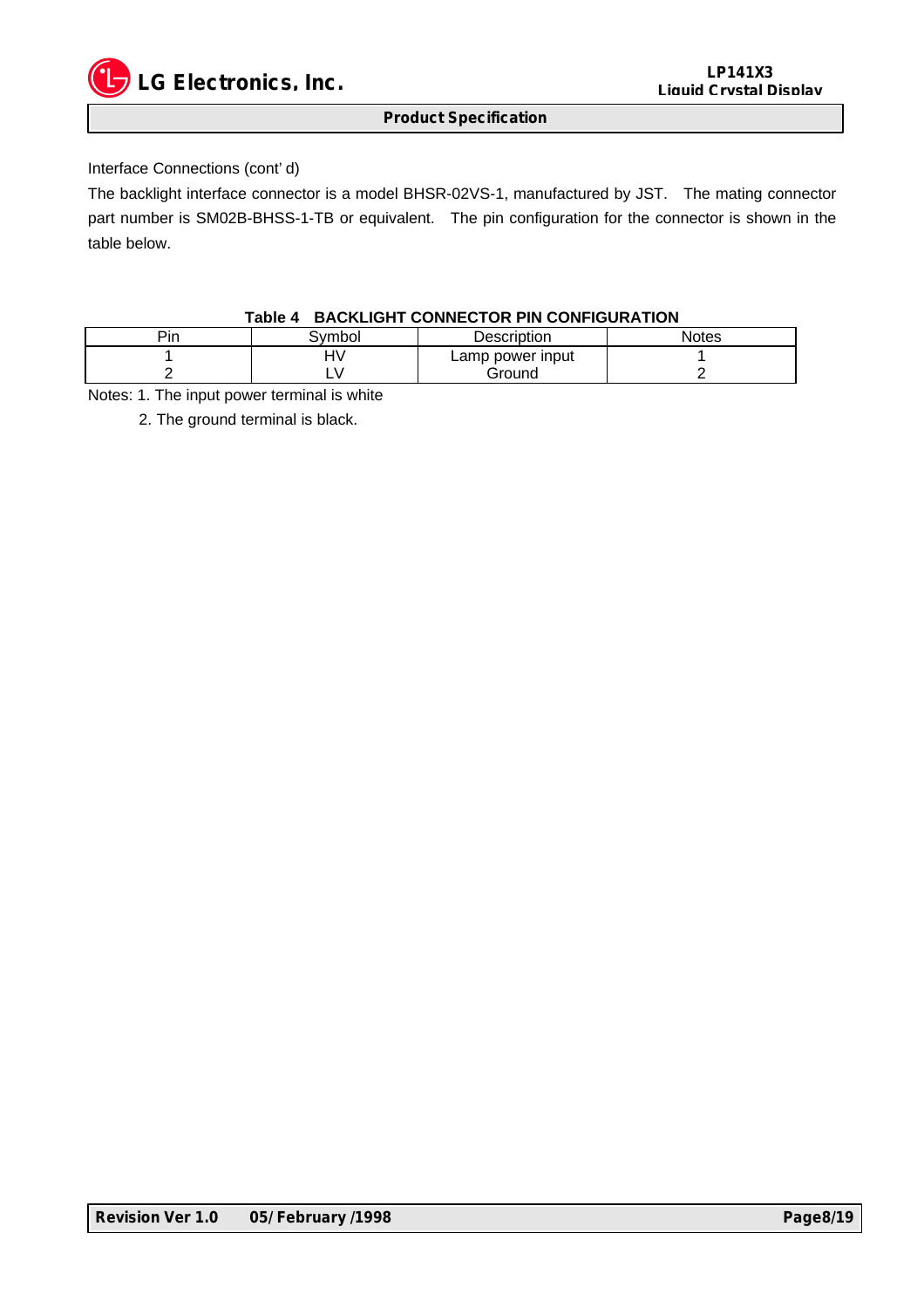Interface Connections (cont' d)

The backlight interface connector is a model BHSR-02VS-1, manufactured by JST. The mating connector part number is SM02B-BHSS-1-TB or equivalent. The pin configuration for the connector is shown in the table below.

**Table 4 BACKLIGHT CONNECTOR PIN CONFIGURATION**

| Pin | Symbol | Description | Notes |
|---|---|---|---|
| 1 | HV | Lamp power input | 1 |
| 2 | LV | Ground | 2 |

Notes: 1. The input power terminal is white

2. The ground terminal is black.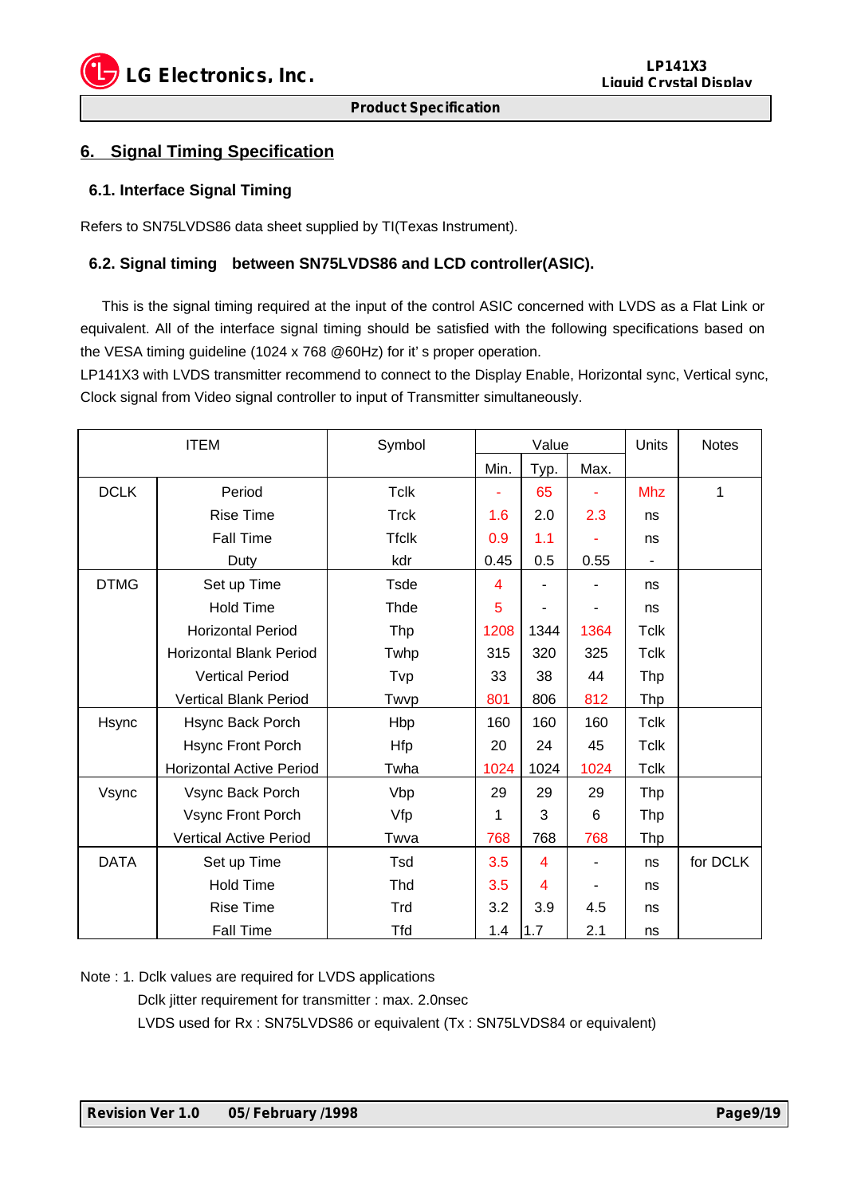## 6. Signal Timing Specification

### 6.1. Interface Signal Timing

Refers to SN75LVDS86 data sheet supplied by TI(Texas Instrument).

### 6.2. Signal timing between SN75LVDS86 and LCD controller(ASIC).

This is the signal timing required at the input of the control ASIC concerned with LVDS as a Flat Link or equivalent. All of the interface signal timing should be satisfied with the following specifications based on the VESA timing guideline (1024 x 768 @60Hz) for it' s proper operation.
LP141X3 with LVDS transmitter recommend to connect to the Display Enable, Horizontal sync, Vertical sync, Clock signal from Video signal controller to input of Transmitter simultaneously.

| ITEM | | Symbol | Value | | | Units | Notes |
|---|---|---|---|---|---|---|---|
| | | | Min. | Typ. | Max. | | |
| DCLK | Period | Tclk | - | 65 | - | Mhz | 1 |
| | Rise Time | Trck | 1.6 | 2.0 | 2.3 | ns | |
| | Fall Time | Tfclk | 0.9 | 1.1 | - | ns | |
| | Duty | kdr | 0.45 | 0.5 | 0.55 | - | |
| DTMG | Set up Time | Tsde | 4 | - | - | ns | |
| | Hold Time | Thde | 5 | - | - | ns | |
| | Horizontal Period | Thp | 1208 | 1344 | 1364 | Tclk | |
| | Horizontal Blank Period | Twhp | 315 | 320 | 325 | Tclk | |
| | Vertical Period | Tvp | 33 | 38 | 44 | Thp | |
| | Vertical Blank Period | Twvp | 801 | 806 | 812 | Thp | |
| Hsync | Hsync Back Porch | Hbp | 160 | 160 | 160 | Tclk | |
| | Hsync Front Porch | Hfp | 20 | 24 | 45 | Tclk | |
| | Horizontal Active Period | Twha | 1024 | 1024 | 1024 | Tclk | |
| Vsync | Vsync Back Porch | Vbp | 29 | 29 | 29 | Thp | |
| | Vsync Front Porch | Vfp | 1 | 3 | 6 | Thp | |
| | Vertical Active Period | Twva | 768 | 768 | 768 | Thp | |
| DATA | Set up Time | Tsd | 3.5 | 4 | - | ns | for DCLK |
| | Hold Time | Thd | 3.5 | 4 | - | ns | |
| | Rise Time | Trd | 3.2 | 3.9 | 4.5 | ns | |
| | Fall Time | Tfd | 1.4 | 1.7 | 2.1 | ns | |

Note : 1. Dclk values are required for LVDS applications
Dclk jitter requirement for transmitter : max. 2.0nsec
LVDS used for Rx : SN75LVDS86 or equivalent (Tx : SN75LVDS84 or equivalent)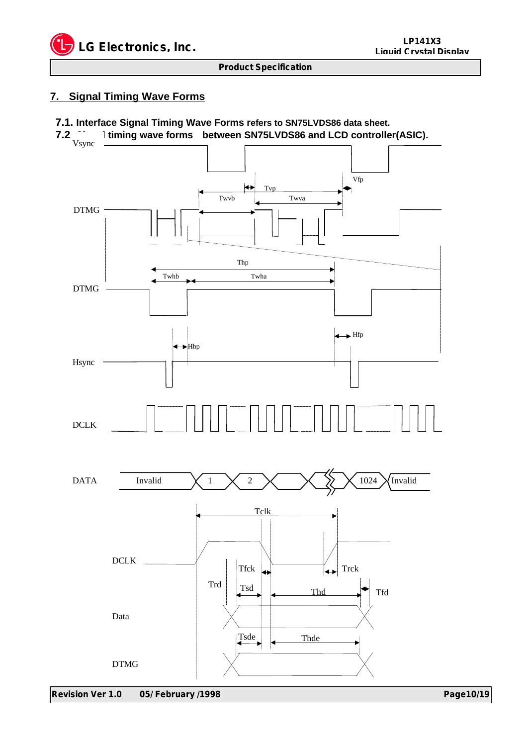## 7. Signal Timing Wave Forms

### 7.1. Interface Signal Timing Wave Forms refers to SN75LVDS86 data sheet.

### 7.2. Signal timing wave forms between SN75LVDS86 and LCD controller(ASIC).

Vsync

Vfp

Tvp

Twvb

Twva

DTMG

Thp

Twhb

Twha

DTMG

Hfp

Hbp

Hsync

DCLK

DATA

Invalid 1 2 1024 Invalid

Tclk

DCLK

Tfck

Trck

Trd

Tsd

Thd

Tfd

Data

Tsde

Thde

DTMG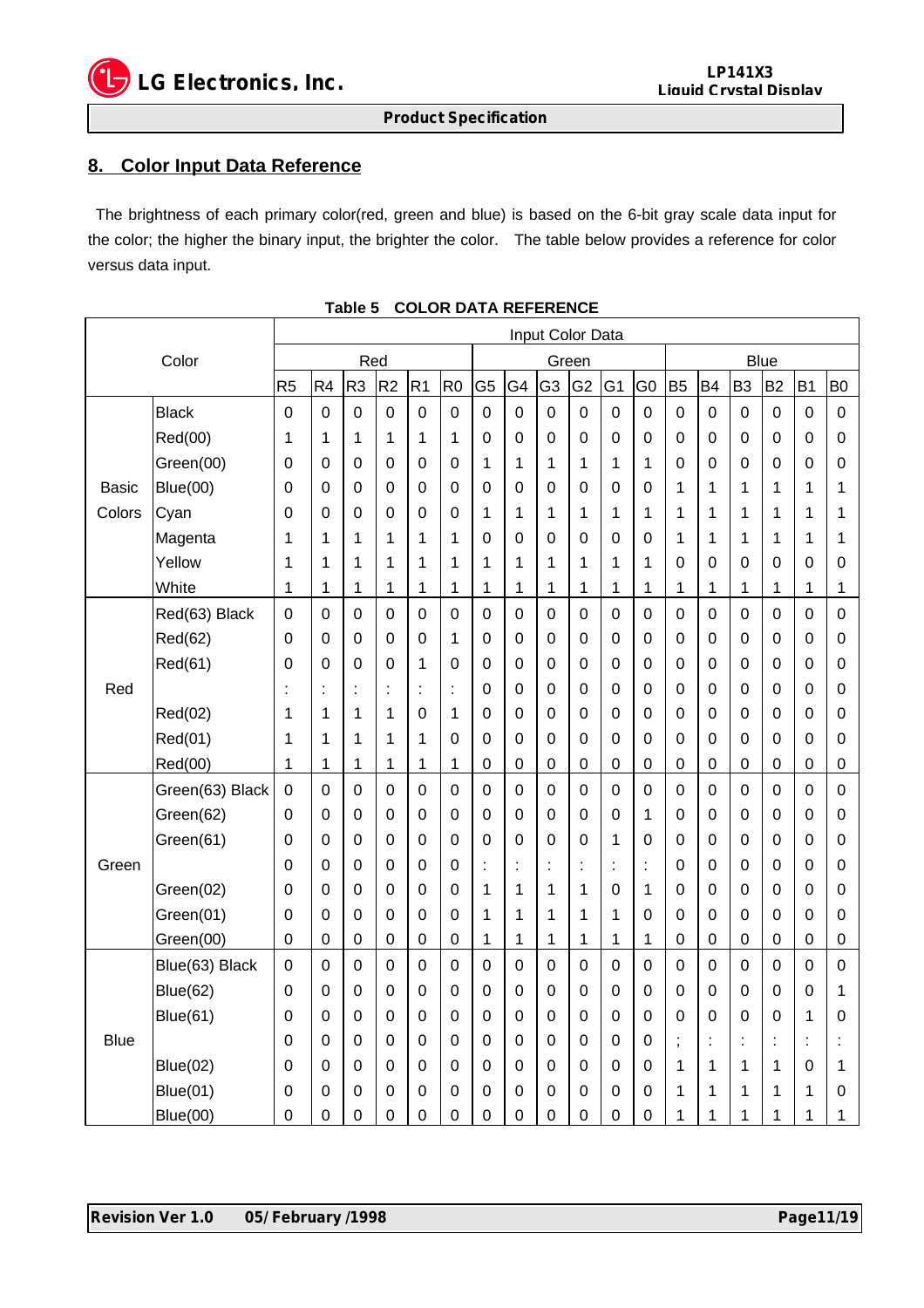## 8. Color Input Data Reference

The brightness of each primary color(red, green and blue) is based on the 6-bit gray scale data input for the color; the higher the binary input, the brighter the color. The table below provides a reference for color versus data input.

**Table 5 COLOR DATA REFERENCE**

| Color | | Input Color Data | | | | | | | | | | | | | | | | | |
|---|---|---|---|---|---|---|---|---|---|---|---|---|---|---|---|---|---|---|---|
| | | Red | | | | | | Green | | | | | | Blue | | | | | |
| | | R5 | R4 | R3 | R2 | R1 | R0 | G5 | G4 | G3 | G2 | G1 | G0 | B5 | B4 | B3 | B2 | B1 | B0 |
| Basic Colors | Black | 0 | 0 | 0 | 0 | 0 | 0 | 0 | 0 | 0 | 0 | 0 | 0 | 0 | 0 | 0 | 0 | 0 | 0 |
| | Red(00) | 1 | 1 | 1 | 1 | 1 | 1 | 0 | 0 | 0 | 0 | 0 | 0 | 0 | 0 | 0 | 0 | 0 | 0 |
| | Green(00) | 0 | 0 | 0 | 0 | 0 | 0 | 1 | 1 | 1 | 1 | 1 | 1 | 0 | 0 | 0 | 0 | 0 | 0 |
| | Blue(00) | 0 | 0 | 0 | 0 | 0 | 0 | 0 | 0 | 0 | 0 | 0 | 0 | 1 | 1 | 1 | 1 | 1 | 1 |
| | Cyan | 0 | 0 | 0 | 0 | 0 | 0 | 1 | 1 | 1 | 1 | 1 | 1 | 1 | 1 | 1 | 1 | 1 | 1 |
| | Magenta | 1 | 1 | 1 | 1 | 1 | 1 | 0 | 0 | 0 | 0 | 0 | 0 | 1 | 1 | 1 | 1 | 1 | 1 |
| | Yellow | 1 | 1 | 1 | 1 | 1 | 1 | 1 | 1 | 1 | 1 | 1 | 1 | 0 | 0 | 0 | 0 | 0 | 0 |
| | White | 1 | 1 | 1 | 1 | 1 | 1 | 1 | 1 | 1 | 1 | 1 | 1 | 1 | 1 | 1 | 1 | 1 | 1 |
| Red | Red(63) Black | 0 | 0 | 0 | 0 | 0 | 0 | 0 | 0 | 0 | 0 | 0 | 0 | 0 | 0 | 0 | 0 | 0 | 0 |
| | Red(62) | 0 | 0 | 0 | 0 | 0 | 1 | 0 | 0 | 0 | 0 | 0 | 0 | 0 | 0 | 0 | 0 | 0 | 0 |
| | Red(61) | 0 | 0 | 0 | 0 | 1 | 0 | 0 | 0 | 0 | 0 | 0 | 0 | 0 | 0 | 0 | 0 | 0 | 0 |
| | | : | : | : | : | : | : | 0 | 0 | 0 | 0 | 0 | 0 | 0 | 0 | 0 | 0 | 0 | 0 |
| | Red(02) | 1 | 1 | 1 | 1 | 0 | 1 | 0 | 0 | 0 | 0 | 0 | 0 | 0 | 0 | 0 | 0 | 0 | 0 |
| | Red(01) | 1 | 1 | 1 | 1 | 1 | 0 | 0 | 0 | 0 | 0 | 0 | 0 | 0 | 0 | 0 | 0 | 0 | 0 |
| | Red(00) | 1 | 1 | 1 | 1 | 1 | 1 | 0 | 0 | 0 | 0 | 0 | 0 | 0 | 0 | 0 | 0 | 0 | 0 |
| Green | Green(63) Black | 0 | 0 | 0 | 0 | 0 | 0 | 0 | 0 | 0 | 0 | 0 | 0 | 0 | 0 | 0 | 0 | 0 | 0 |
| | Green(62) | 0 | 0 | 0 | 0 | 0 | 0 | 0 | 0 | 0 | 0 | 0 | 1 | 0 | 0 | 0 | 0 | 0 | 0 |
| | Green(61) | 0 | 0 | 0 | 0 | 0 | 0 | 0 | 0 | 0 | 0 | 1 | 0 | 0 | 0 | 0 | 0 | 0 | 0 |
| | | 0 | 0 | 0 | 0 | 0 | 0 | : | : | : | : | : | : | 0 | 0 | 0 | 0 | 0 | 0 |
| | Green(02) | 0 | 0 | 0 | 0 | 0 | 0 | 1 | 1 | 1 | 1 | 0 | 1 | 0 | 0 | 0 | 0 | 0 | 0 |
| | Green(01) | 0 | 0 | 0 | 0 | 0 | 0 | 1 | 1 | 1 | 1 | 1 | 0 | 0 | 0 | 0 | 0 | 0 | 0 |
| | Green(00) | 0 | 0 | 0 | 0 | 0 | 0 | 1 | 1 | 1 | 1 | 1 | 1 | 0 | 0 | 0 | 0 | 0 | 0 |
| Blue | Blue(63) Black | 0 | 0 | 0 | 0 | 0 | 0 | 0 | 0 | 0 | 0 | 0 | 0 | 0 | 0 | 0 | 0 | 0 | 0 |
| | Blue(62) | 0 | 0 | 0 | 0 | 0 | 0 | 0 | 0 | 0 | 0 | 0 | 0 | 0 | 0 | 0 | 0 | 0 | 1 |
| | Blue(61) | 0 | 0 | 0 | 0 | 0 | 0 | 0 | 0 | 0 | 0 | 0 | 0 | 0 | 0 | 0 | 0 | 1 | 0 |
| | | 0 | 0 | 0 | 0 | 0 | 0 | 0 | 0 | 0 | 0 | 0 | 0 | ; | : | : | : | : | : |
| | Blue(02) | 0 | 0 | 0 | 0 | 0 | 0 | 0 | 0 | 0 | 0 | 0 | 0 | 1 | 1 | 1 | 1 | 0 | 1 |
| | Blue(01) | 0 | 0 | 0 | 0 | 0 | 0 | 0 | 0 | 0 | 0 | 0 | 0 | 1 | 1 | 1 | 1 | 1 | 0 |
| | Blue(00) | 0 | 0 | 0 | 0 | 0 | 0 | 0 | 0 | 0 | 0 | 0 | 0 | 1 | 1 | 1 | 1 | 1 | 1 |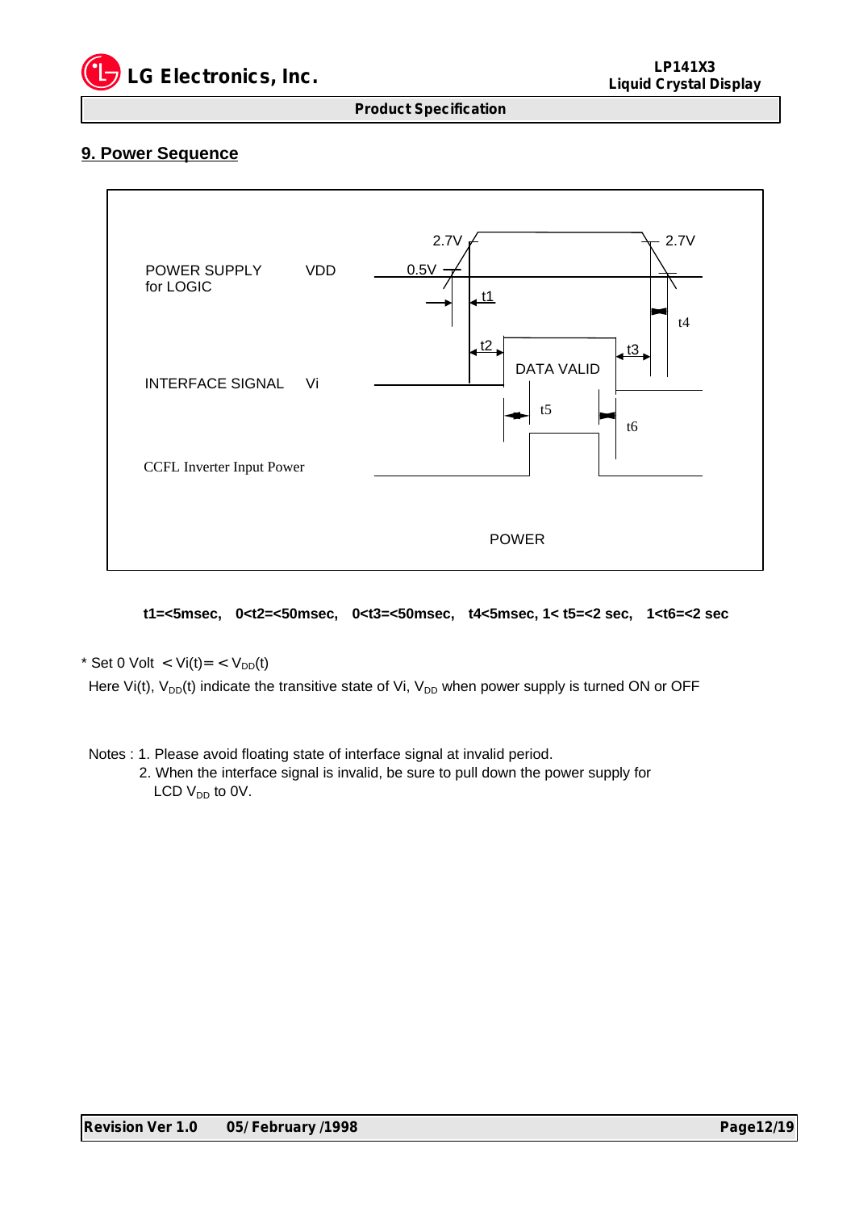## 9. Power Sequence

POWER SUPPLY for LOGIC VDD

INTERFACE SIGNAL Vi

CCFL Inverter Input Power

2.7V 0.5V t1 t2 DATA VALID t3 2.7V t4 t5 t6

POWER

**t1=<5msec, 0<t2=<50msec, 0<t3=<50msec, t4<5msec, 1< t5=<2 sec, 1<t6=<2 sec**

* Set 0 Volt $< Vi(t) =< V_{DD}(t)$

Here $Vi(t)$, $V_{DD}(t)$ indicate the transitive state of Vi, $V_{DD}$ when power supply is turned ON or OFF

Notes : 1. Please avoid floating state of interface signal at invalid period.

2. When the interface signal is invalid, be sure to pull down the power supply for LCD $V_{DD}$ to 0V.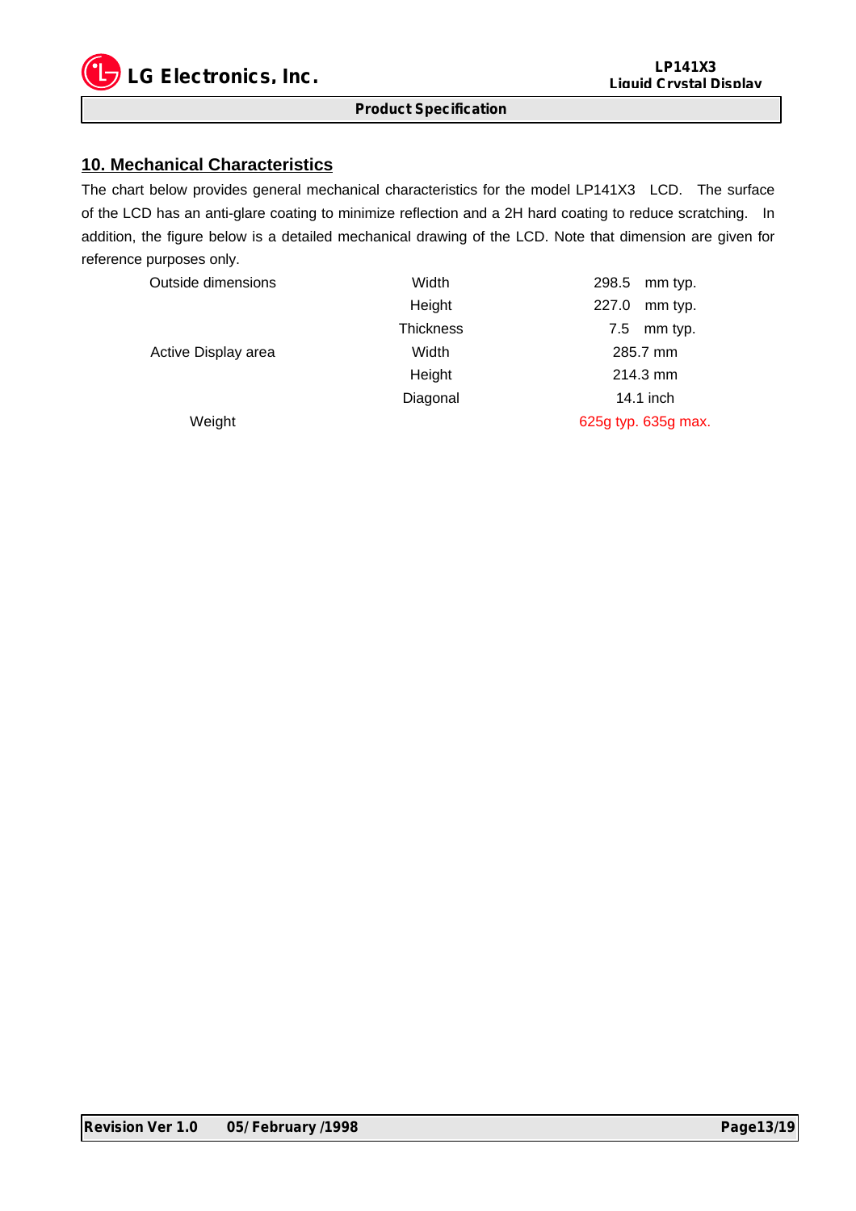## 10. Mechanical Characteristics

The chart below provides general mechanical characteristics for the model LP141X3 LCD. The surface of the LCD has an anti-glare coating to minimize reflection and a 2H hard coating to reduce scratching. In addition, the figure below is a detailed mechanical drawing of the LCD. Note that dimension are given for reference purposes only.

| | | |
|---|---|---|
| Outside dimensions | Width | 298.5 mm typ. |
| | Height | 227.0 mm typ. |
| | Thickness | 7.5 mm typ. |
| Active Display area | Width | 285.7 mm |
| | Height | 214.3 mm |
| | Diagonal | 14.1 inch |
| Weight | | 625g typ. 635g max. |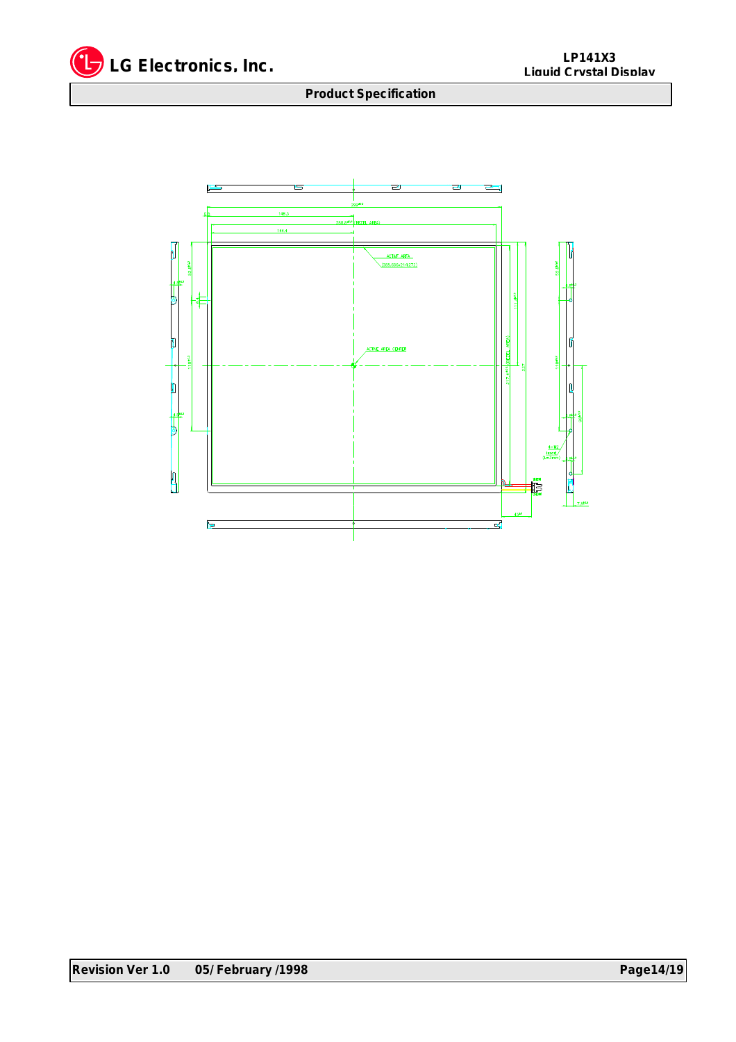## Product Specification

ACTIVE AREA

(285.696x214.272)

ACTIVE AREA CENTER

(BEZEL AREA)

4-M2

Insert

(L=2mm)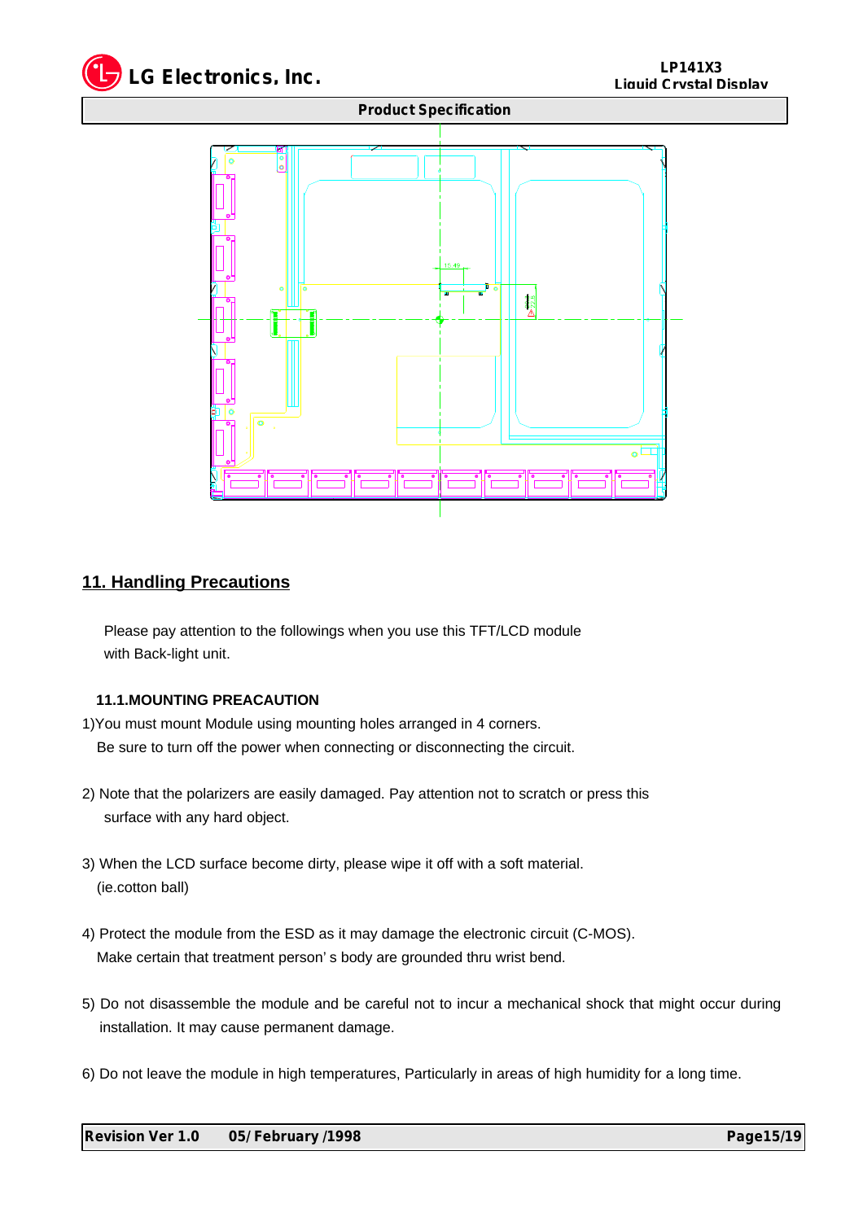## 11. Handling Precautions

Please pay attention to the followings when you use this TFT/LCD module with Back-light unit.

### 11.1.MOUNTING PREACAUTION

1)You must mount Module using mounting holes arranged in 4 corners.
Be sure to turn off the power when connecting or disconnecting the circuit.

2) Note that the polarizers are easily damaged. Pay attention not to scratch or press this surface with any hard object.

3) When the LCD surface become dirty, please wipe it off with a soft material. (ie.cotton ball)

4) Protect the module from the ESD as it may damage the electronic circuit (C-MOS).
Make certain that treatment person' s body are grounded thru wrist bend.

5) Do not disassemble the module and be careful not to incur a mechanical shock that might occur during installation. It may cause permanent damage.

6) Do not leave the module in high temperatures, Particularly in areas of high humidity for a long time.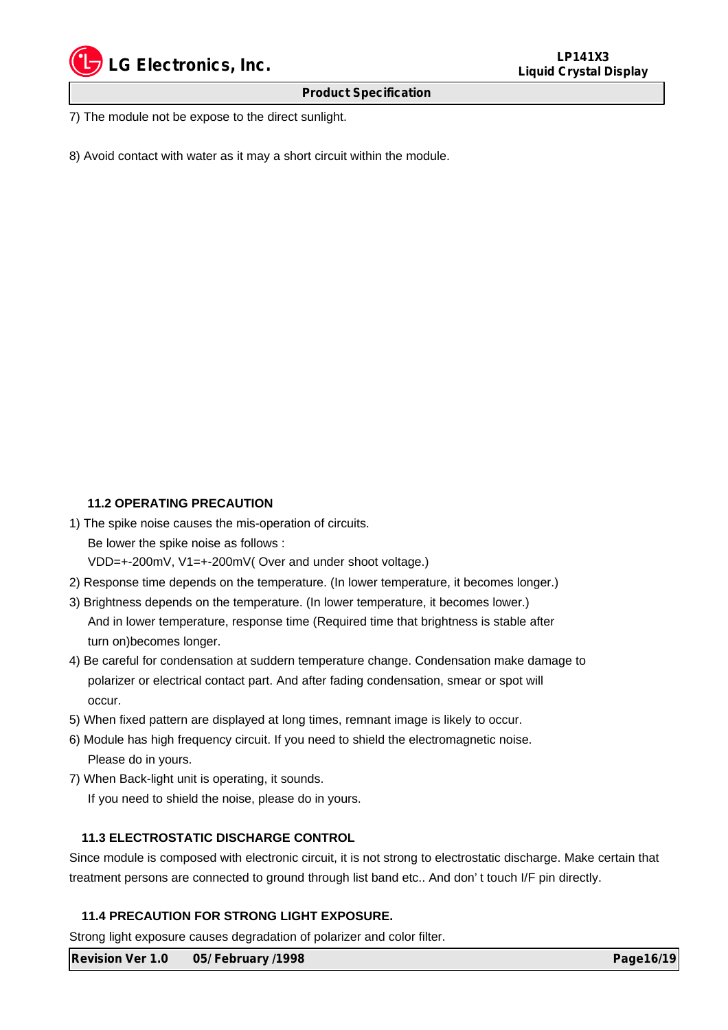7) The module not be expose to the direct sunlight.

8) Avoid contact with water as it may a short circuit within the module.

### 11.2 OPERATING PRECAUTION

1) The spike noise causes the mis-operation of circuits.
   Be lower the spike noise as follows :
   VDD=+-200mV, V1=+-200mV( Over and under shoot voltage.)
2) Response time depends on the temperature. (In lower temperature, it becomes longer.)
3) Brightness depends on the temperature. (In lower temperature, it becomes lower.)
   And in lower temperature, response time (Required time that brightness is stable after turn on)becomes longer.
4) Be careful for condensation at suddern temperature change. Condensation make damage to polarizer or electrical contact part. And after fading condensation, smear or spot will occur.
5) When fixed pattern are displayed at long times, remnant image is likely to occur.
6) Module has high frequency circuit. If you need to shield the electromagnetic noise.
   Please do in yours.
7) When Back-light unit is operating, it sounds.
   If you need to shield the noise, please do in yours.

### 11.3 ELECTROSTATIC DISCHARGE CONTROL

Since module is composed with electronic circuit, it is not strong to electrostatic discharge. Make certain that treatment persons are connected to ground through list band etc.. And don' t touch I/F pin directly.

### 11.4 PRECAUTION FOR STRONG LIGHT EXPOSURE.

Strong light exposure causes degradation of polarizer and color filter.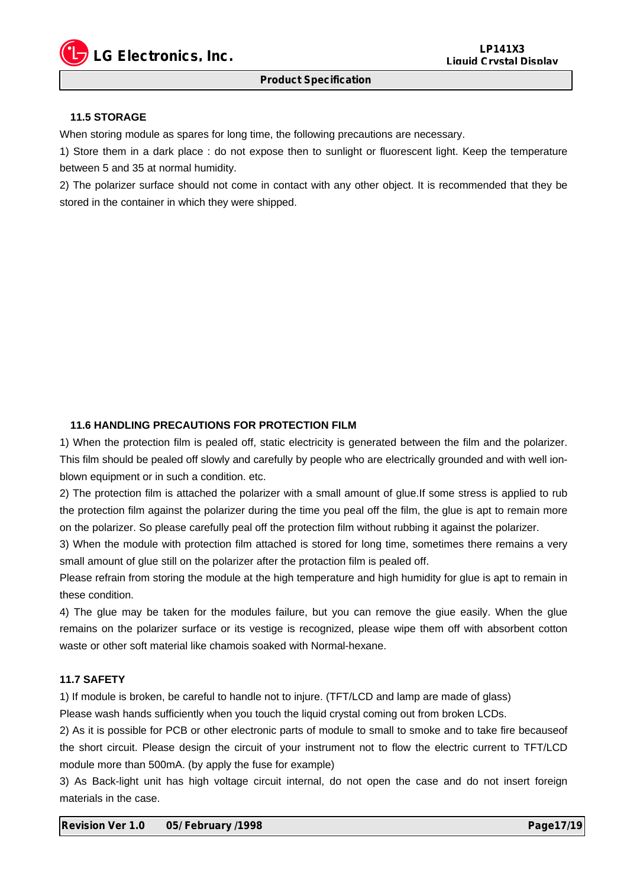### 11.5 STORAGE

When storing module as spares for long time, the following precautions are necessary.

1) Store them in a dark place : do not expose then to sunlight or fluorescent light. Keep the temperature between 5 and 35 at normal humidity.

2) The polarizer surface should not come in contact with any other object. It is recommended that they be stored in the container in which they were shipped.

### 11.6 HANDLING PRECAUTIONS FOR PROTECTION FILM

1) When the protection film is pealed off, static electricity is generated between the film and the polarizer. This film should be pealed off slowly and carefully by people who are electrically grounded and with well ion-blown equipment or in such a condition. etc.

2) The protection film is attached the polarizer with a small amount of glue.If some stress is applied to rub the protection film against the polarizer during the time you peal off the film, the glue is apt to remain more on the polarizer. So please carefully peal off the protection film without rubbing it against the polarizer.

3) When the module with protection film attached is stored for long time, sometimes there remains a very small amount of glue still on the polarizer after the protaction film is pealed off.

Please refrain from storing the module at the high temperature and high humidity for glue is apt to remain in these condition.

4) The glue may be taken for the modules failure, but you can remove the giue easily. When the glue remains on the polarizer surface or its vestige is recognized, please wipe them off with absorbent cotton waste or other soft material like chamois soaked with Normal-hexane.

### 11.7 SAFETY

1) If module is broken, be careful to handle not to injure. (TFT/LCD and lamp are made of glass)

Please wash hands sufficiently when you touch the liquid crystal coming out from broken LCDs.

2) As it is possible for PCB or other electronic parts of module to small to smoke and to take fire becauseof the short circuit. Please design the circuit of your instrument not to flow the electric current to TFT/LCD module more than 500mA. (by apply the fuse for example)

3) As Back-light unit has high voltage circuit internal, do not open the case and do not insert foreign materials in the case.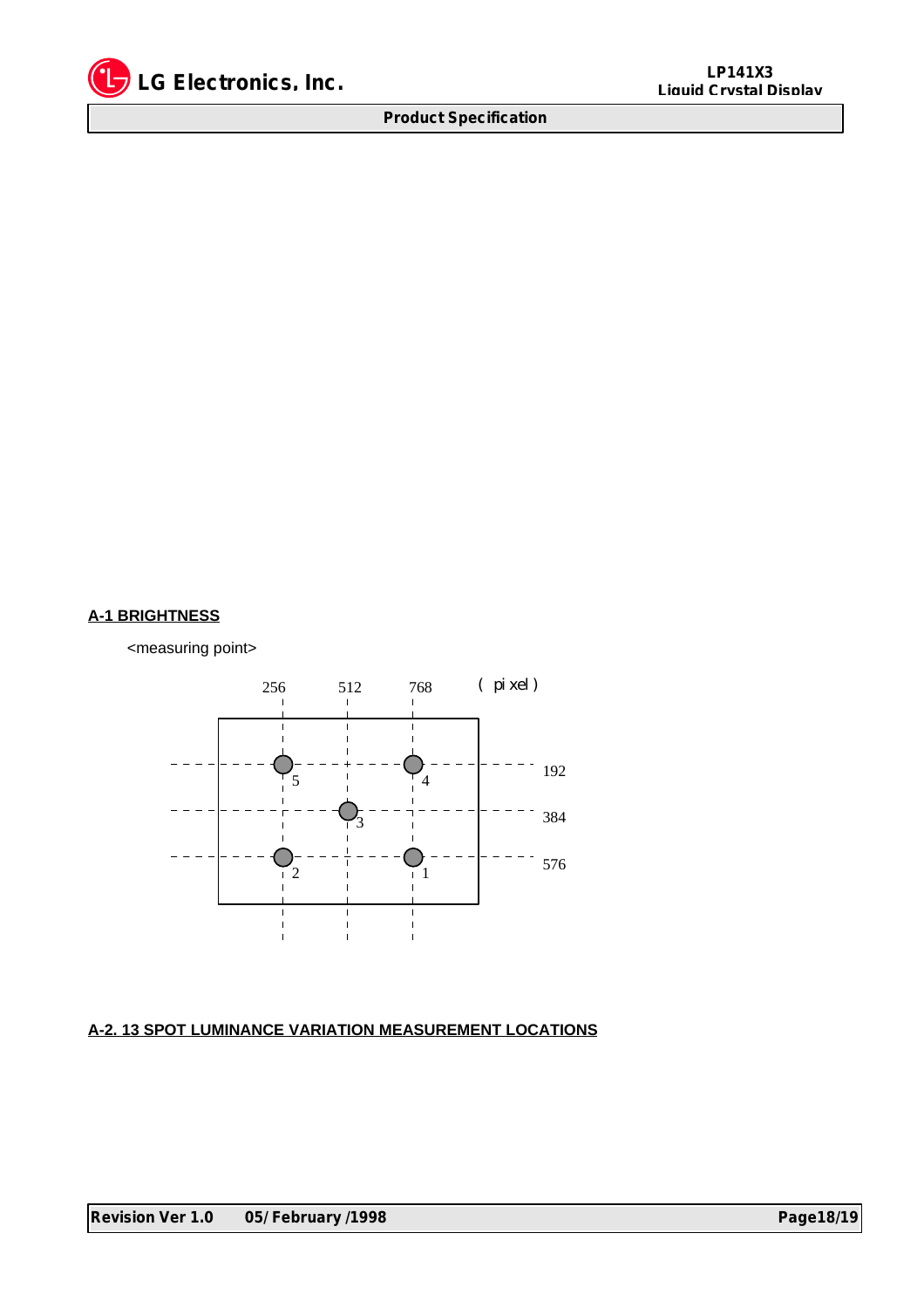## A-1 BRIGHTNESS

<measuring point>

256 512 768 ( pixel )

192

384

576

5 4 3 2 1

## A-2. 13 SPOT LUMINANCE VARIATION MEASUREMENT LOCATIONS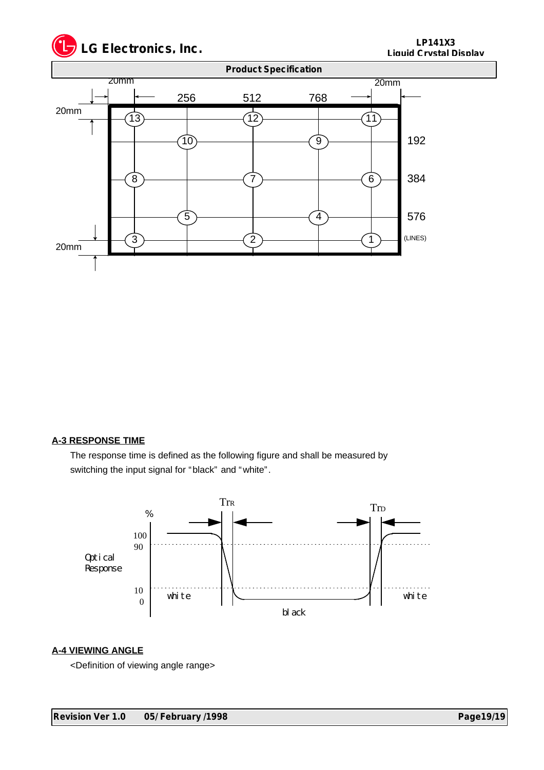## A-3 RESPONSE TIME

The response time is defined as the following figure and shall be measured by switching the input signal for "black" and "white".

## A-4 VIEWING ANGLE

<Definition of viewing angle range>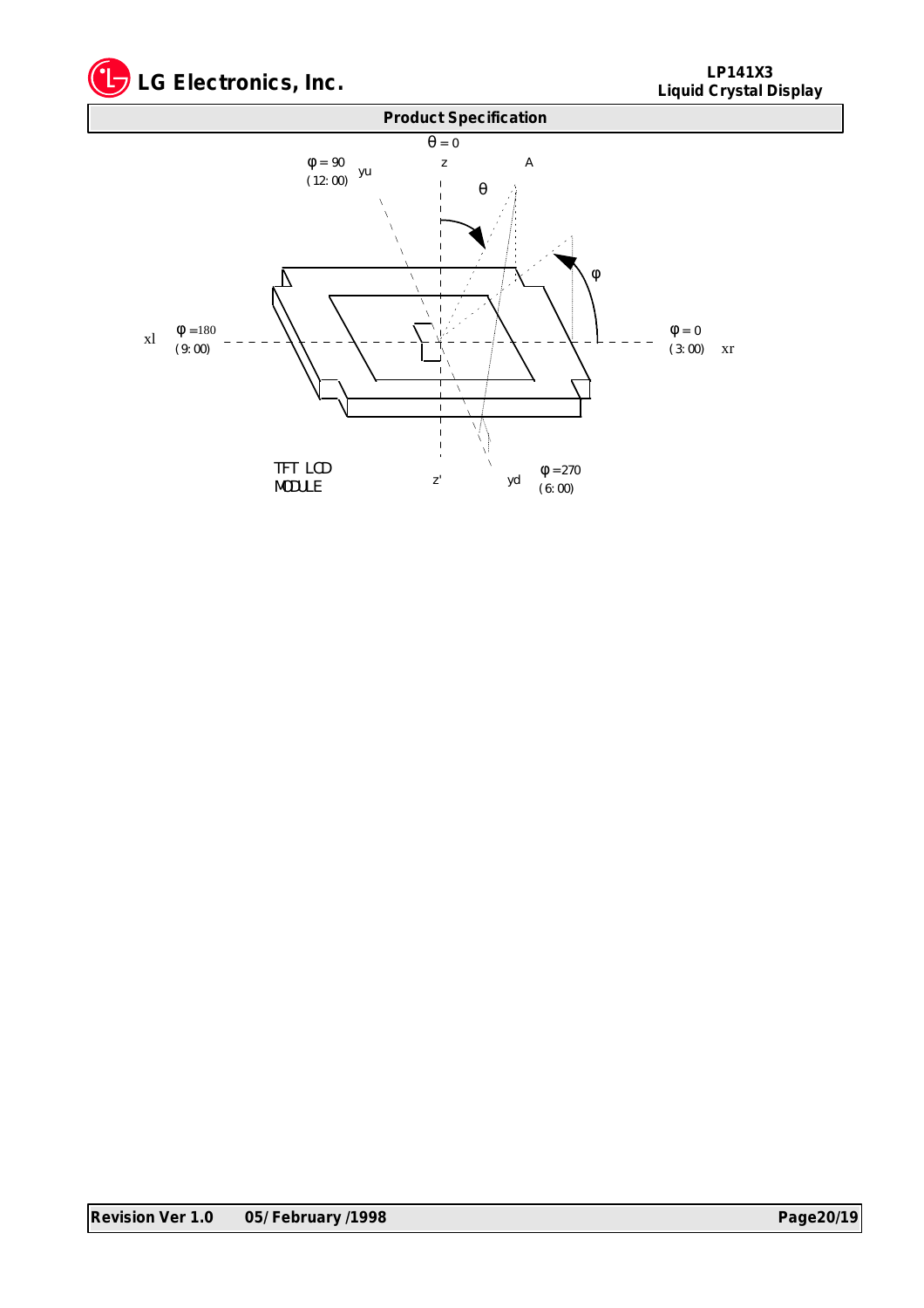$\theta = 0$

$\varphi = 90$
(12:00)
yu

z

A

$\theta$

$\varphi$

xl
$\varphi = 180$
(9:00)

$\varphi = 0$
(3:00)
xr

TFT LCD
MODULE

z'

yd

$\varphi = 270$
(6:00)